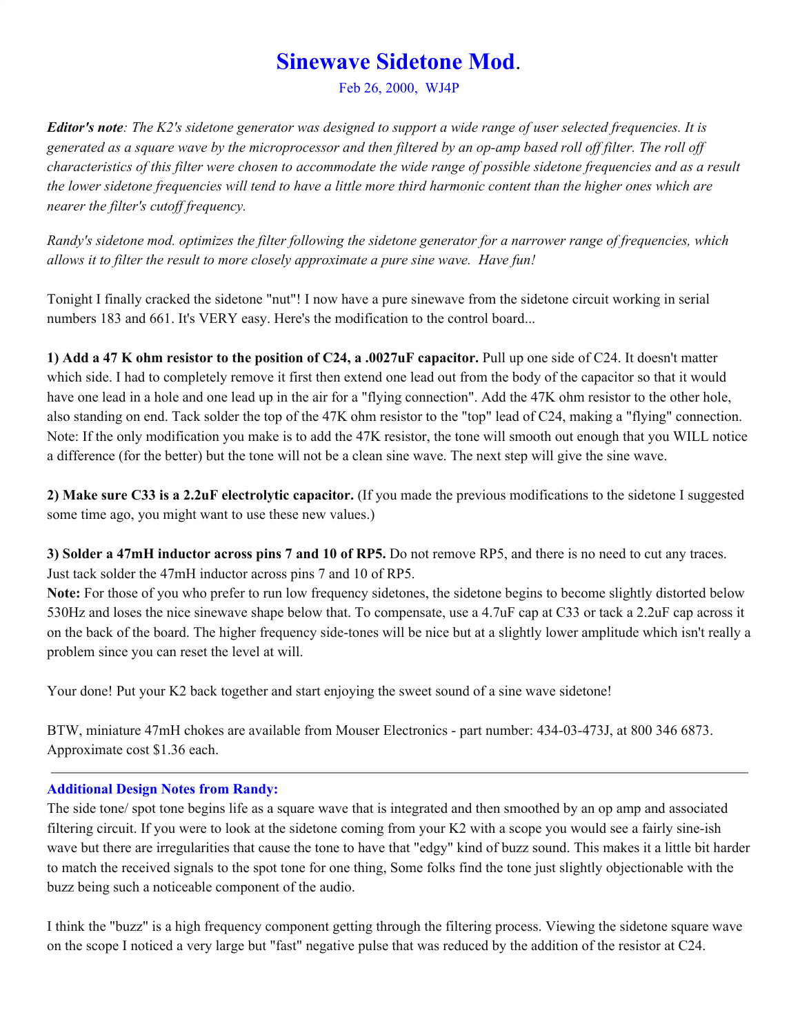# Sinewave Sidetone Mod.

Feb 26, 2000, WJ4P

***Editor's note**: The K2's sidetone generator was designed to support a wide range of user selected frequencies. It is generated as a square wave by the microprocessor and then filtered by an op-amp based roll off filter. The roll off characteristics of this filter were chosen to accommodate the wide range of possible sidetone frequencies and as a result the lower sidetone frequencies will tend to have a little more third harmonic content than the higher ones which are nearer the filter's cutoff frequency.*

*Randy's sidetone mod. optimizes the filter following the sidetone generator for a narrower range of frequencies, which allows it to filter the result to more closely approximate a pure sine wave. Have fun!*

Tonight I finally cracked the sidetone "nut"! I now have a pure sinewave from the sidetone circuit working in serial numbers 183 and 661. It's VERY easy. Here's the modification to the control board...

**1) Add a 47 K ohm resistor to the position of C24, a .0027uF capacitor.** Pull up one side of C24. It doesn't matter which side. I had to completely remove it first then extend one lead out from the body of the capacitor so that it would have one lead in a hole and one lead up in the air for a "flying connection". Add the 47K ohm resistor to the other hole, also standing on end. Tack solder the top of the 47K ohm resistor to the "top" lead of C24, making a "flying" connection. Note: If the only modification you make is to add the 47K resistor, the tone will smooth out enough that you WILL notice a difference (for the better) but the tone will not be a clean sine wave. The next step will give the sine wave.

**2) Make sure C33 is a 2.2uF electrolytic capacitor.** (If you made the previous modifications to the sidetone I suggested some time ago, you might want to use these new values.)

**3) Solder a 47mH inductor across pins 7 and 10 of RP5.** Do not remove RP5, and there is no need to cut any traces. Just tack solder the 47mH inductor across pins 7 and 10 of RP5.
**Note:** For those of you who prefer to run low frequency sidetones, the sidetone begins to become slightly distorted below 530Hz and loses the nice sinewave shape below that. To compensate, use a 4.7uF cap at C33 or tack a 2.2uF cap across it on the back of the board. The higher frequency side-tones will be nice but at a slightly lower amplitude which isn't really a problem since you can reset the level at will.

Your done! Put your K2 back together and start enjoying the sweet sound of a sine wave sidetone!

BTW, miniature 47mH chokes are available from Mouser Electronics - part number: 434-03-473J, at 800 346 6873. Approximate cost $1.36 each.

---

### Additional Design Notes from Randy:

The side tone/ spot tone begins life as a square wave that is integrated and then smoothed by an op amp and associated filtering circuit. If you were to look at the sidetone coming from your K2 with a scope you would see a fairly sine-ish wave but there are irregularities that cause the tone to have that "edgy" kind of buzz sound. This makes it a little bit harder to match the received signals to the spot tone for one thing, Some folks find the tone just slightly objectionable with the buzz being such a noticeable component of the audio.

I think the "buzz" is a high frequency component getting through the filtering process. Viewing the sidetone square wave on the scope I noticed a very large but "fast" negative pulse that was reduced by the addition of the resistor at C24.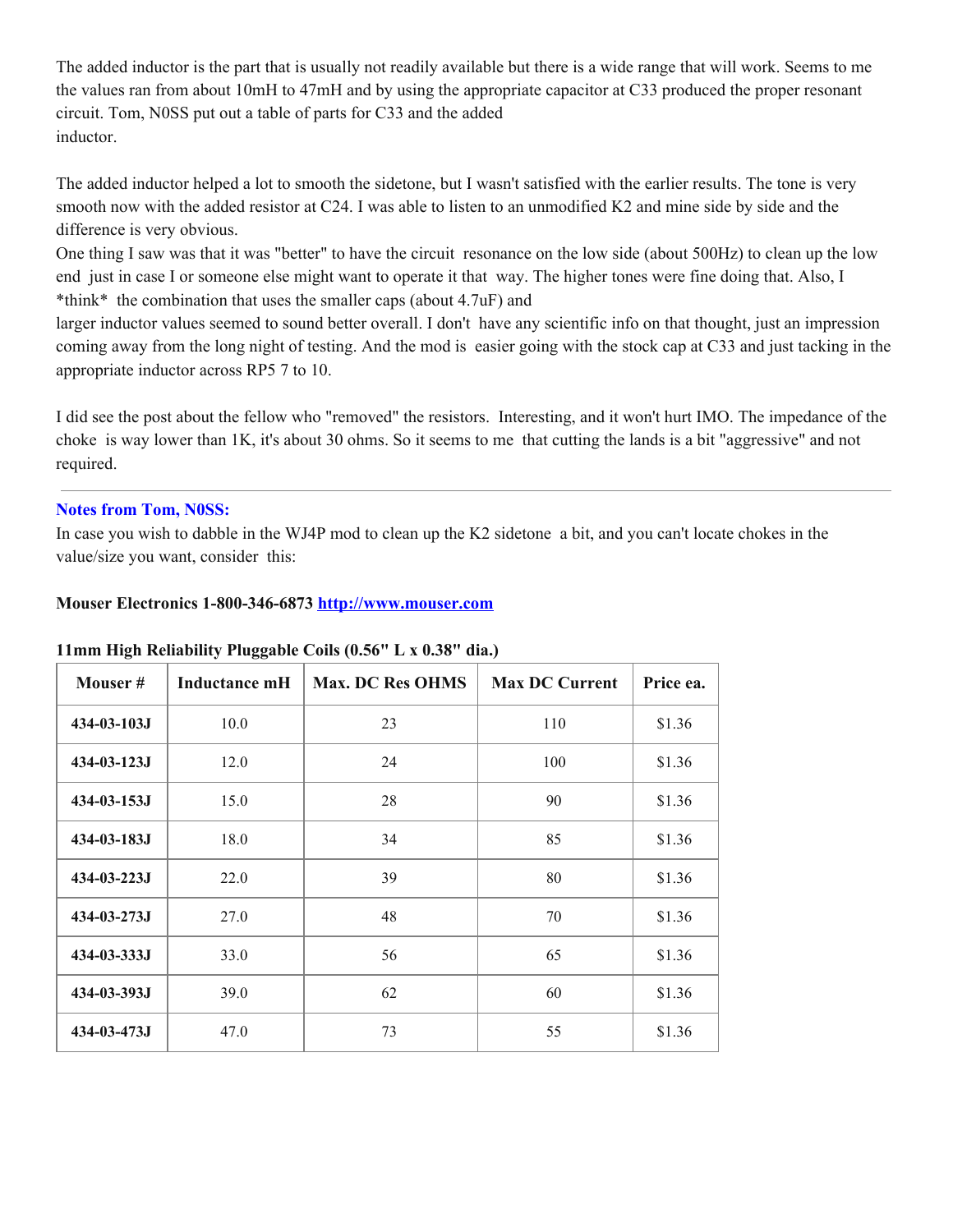The added inductor is the part that is usually not readily available but there is a wide range that will work. Seems to me the values ran from about 10mH to 47mH and by using the appropriate capacitor at C33 produced the proper resonant circuit. Tom, N0SS put out a table of parts for C33 and the added inductor.

The added inductor helped a lot to smooth the sidetone, but I wasn't satisfied with the earlier results. The tone is very smooth now with the added resistor at C24. I was able to listen to an unmodified K2 and mine side by side and the difference is very obvious.
One thing I saw was that it was "better" to have the circuit resonance on the low side (about 500Hz) to clean up the low end just in case I or someone else might want to operate it that way. The higher tones were fine doing that. Also, I *think* the combination that uses the smaller caps (about 4.7uF) and larger inductor values seemed to sound better overall. I don't have any scientific info on that thought, just an impression coming away from the long night of testing. And the mod is easier going with the stock cap at C33 and just tacking in the appropriate inductor across RP5 7 to 10.

I did see the post about the fellow who "removed" the resistors. Interesting, and it won't hurt IMO. The impedance of the choke is way lower than 1K, it's about 30 ohms. So it seems to me that cutting the lands is a bit "aggressive" and not required.

---

**Notes from Tom, N0SS:**
In case you wish to dabble in the WJ4P mod to clean up the K2 sidetone a bit, and you can't locate chokes in the value/size you want, consider this:

**Mouser Electronics 1-800-346-6873 [http://www.mouser.com](http://www.mouser.com)**

**11mm High Reliability Pluggable Coils (0.56" L x 0.38" dia.)**

| Mouser # | Inductance mH | Max. DC Res OHMS | Max DC Current | Price ea. |
|---|---|---|---|---|
| **434-03-103J** | 10.0 | 23 | 110 | $1.36 |
| **434-03-123J** | 12.0 | 24 | 100 | $1.36 |
| **434-03-153J** | 15.0 | 28 | 90 | $1.36 |
| **434-03-183J** | 18.0 | 34 | 85 | $1.36 |
| **434-03-223J** | 22.0 | 39 | 80 | $1.36 |
| **434-03-273J** | 27.0 | 48 | 70 | $1.36 |
| **434-03-333J** | 33.0 | 56 | 65 | $1.36 |
| **434-03-393J** | 39.0 | 62 | 60 | $1.36 |
| **434-03-473J** | 47.0 | 73 | 55 | $1.36 |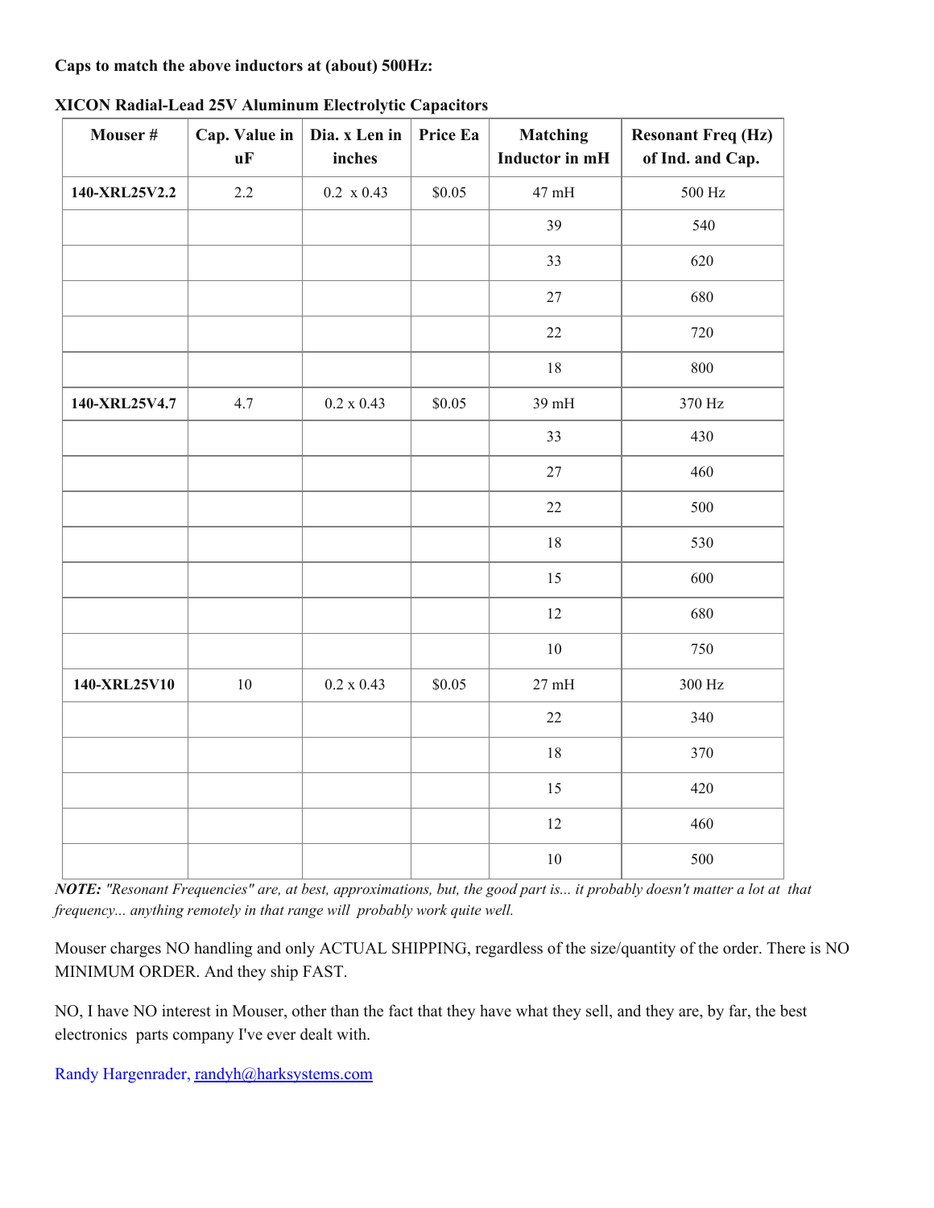**Caps to match the above inductors at (about) 500Hz:**

**XICON Radial-Lead 25V Aluminum Electrolytic Capacitors**

| Mouser # | Cap. Value in uF | Dia. x Len in inches | Price Ea | Matching Inductor in mH | Resonant Freq (Hz) of Ind. and Cap. |
|---|---|---|---|---|---|
| **140-XRL25V2.2** | 2.2 | 0.2 x 0.43 | $0.05 | 47 mH | 500 Hz |
| | | | | 39 | 540 |
| | | | | 33 | 620 |
| | | | | 27 | 680 |
| | | | | 22 | 720 |
| | | | | 18 | 800 |
| **140-XRL25V4.7** | 4.7 | 0.2 x 0.43 | $0.05 | 39 mH | 370 Hz |
| | | | | 33 | 430 |
| | | | | 27 | 460 |
| | | | | 22 | 500 |
| | | | | 18 | 530 |
| | | | | 15 | 600 |
| | | | | 12 | 680 |
| | | | | 10 | 750 |
| **140-XRL25V10** | 10 | 0.2 x 0.43 | $0.05 | 27 mH | 300 Hz |
| | | | | 22 | 340 |
| | | | | 18 | 370 |
| | | | | 15 | 420 |
| | | | | 12 | 460 |
| | | | | 10 | 500 |

***NOTE:*** *"Resonant Frequencies" are, at best, approximations, but, the good part is... it probably doesn't matter a lot at that frequency... anything remotely in that range will probably work quite well.*

Mouser charges NO handling and only ACTUAL SHIPPING, regardless of the size/quantity of the order. There is NO MINIMUM ORDER. And they ship FAST.

NO, I have NO interest in Mouser, other than the fact that they have what they sell, and they are, by far, the best electronics parts company I've ever dealt with.

Randy Hargenrader, randyh@harksystems.com